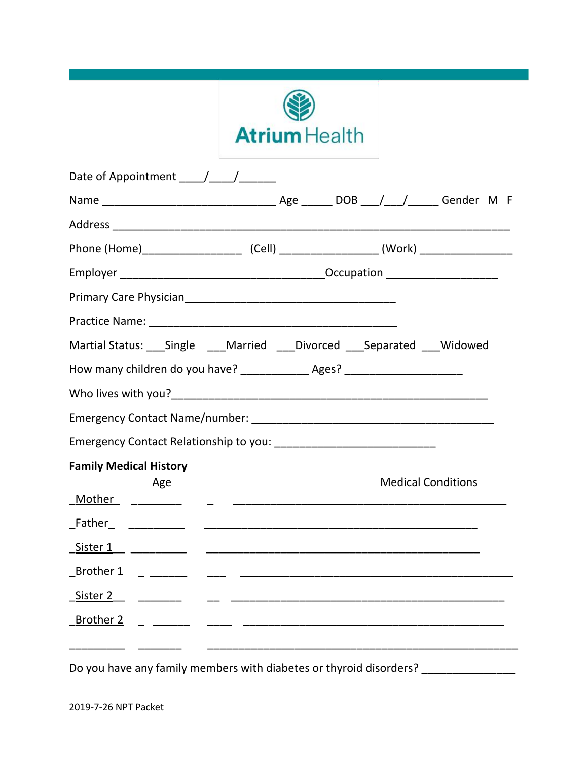Atrium Health

Date of Appointment ____/____/______

Name ____________________________ Age _____ DOB ___/___/_____ Gender M F

Address ____________________________________________________________

Phone (Home)________________ (Cell) ________________ (Work) _______________

Employer _________________________________Occupation __________________

Primary Care Physician__________________________________

Practice Name: ________________________________________

Martial Status: ___Single ___Married ___Divorced ___Separated ___Widowed

How many children do you have? ___________ Ages? ___________________

Who lives with you?___________________________________________________

Emergency Contact Name/number: _______________________________________

Emergency Contact Relationship to you: __________________________

**Family Medical History**

| | Age | Medical Conditions |
|---|---|---|
| Mother | ________ | _____________________________________________ |
| Father | _________ | _____________________________________________ |
| Sister 1 | _________ | _____________________________________________ |
| Brother 1 | _________ | _____________________________________________ |
| Sister 2 | _______ | _____________________________________________ |
| Brother 2 | _________ | _____________________________________________ |
| _________ | _______ | _____________________________________________ |

Do you have any family members with diabetes or thyroid disorders? _______________

2019-7-26 NPT Packet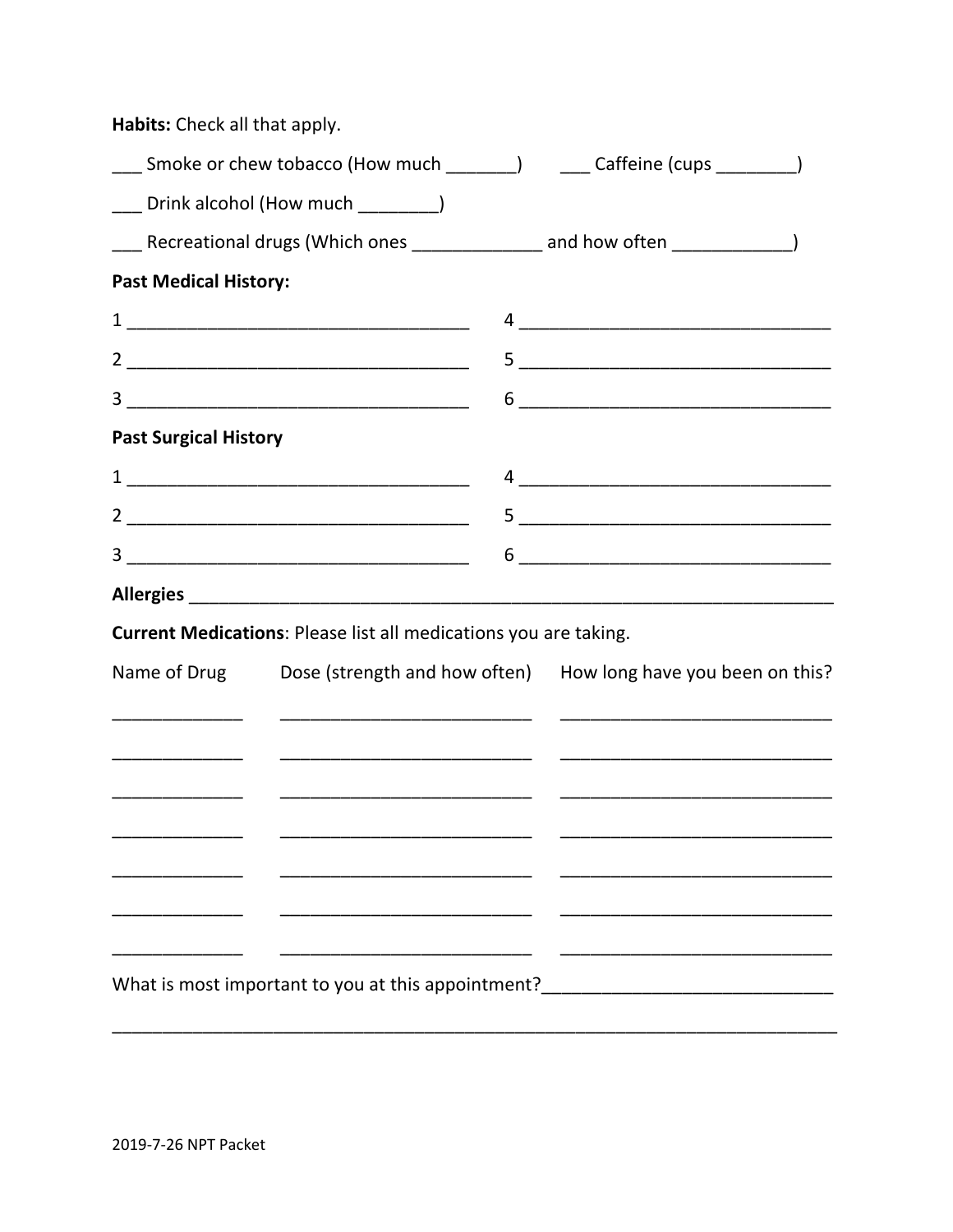**Habits:** Check all that apply.

___ Smoke or chew tobacco (How much _______) ___ Caffeine (cups ________)

___ Drink alcohol (How much ________)

___ Recreational drugs (Which ones _____________ and how often ____________)

**Past Medical History:**

1 __________________________________ 4 ________________________________

2 __________________________________ 5 ________________________________

3 __________________________________ 6 ________________________________

**Past Surgical History**

1 __________________________________ 4 ________________________________

2 __________________________________ 5 ________________________________

3 __________________________________ 6 ________________________________

**Allergies** ______________________________________________________________

**Current Medications**: Please list all medications you are taking.

| Name of Drug | Dose (strength and how often) | How long have you been on this? |
|---|---|---|
| _____________ | _________________________ | ___________________________ |
| _____________ | _________________________ | ___________________________ |
| _____________ | _________________________ | ___________________________ |
| _____________ | _________________________ | ___________________________ |
| _____________ | _________________________ | ___________________________ |
| _____________ | _________________________ | ___________________________ |
| _____________ | _________________________ | ___________________________ |

What is most important to you at this appointment?____________________________

________________________________________________________________________

2019-7-26 NPT Packet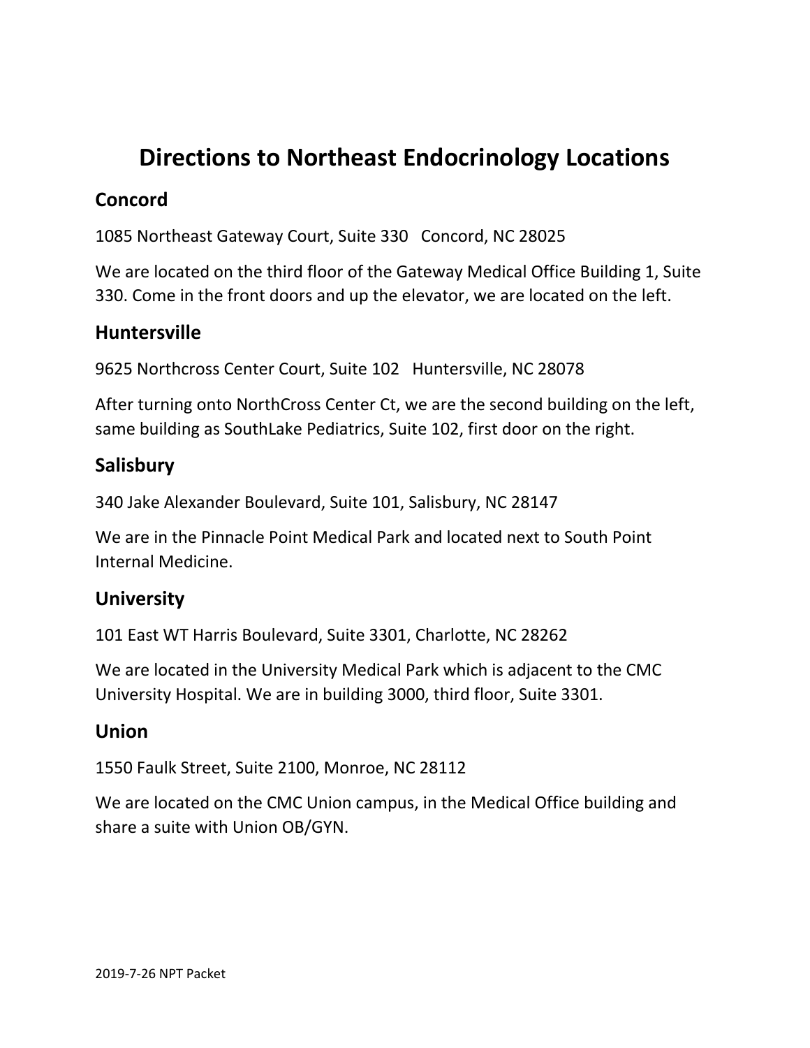# Directions to Northeast Endocrinology Locations

## Concord

1085 Northeast Gateway Court, Suite 330   Concord, NC 28025

We are located on the third floor of the Gateway Medical Office Building 1, Suite 330. Come in the front doors and up the elevator, we are located on the left.

## Huntersville

9625 Northcross Center Court, Suite 102   Huntersville, NC 28078

After turning onto NorthCross Center Ct, we are the second building on the left, same building as SouthLake Pediatrics, Suite 102, first door on the right.

## Salisbury

340 Jake Alexander Boulevard, Suite 101, Salisbury, NC 28147

We are in the Pinnacle Point Medical Park and located next to South Point Internal Medicine.

## University

101 East WT Harris Boulevard, Suite 3301, Charlotte, NC 28262

We are located in the University Medical Park which is adjacent to the CMC University Hospital. We are in building 3000, third floor, Suite 3301.

## Union

1550 Faulk Street, Suite 2100, Monroe, NC 28112

We are located on the CMC Union campus, in the Medical Office building and share a suite with Union OB/GYN.